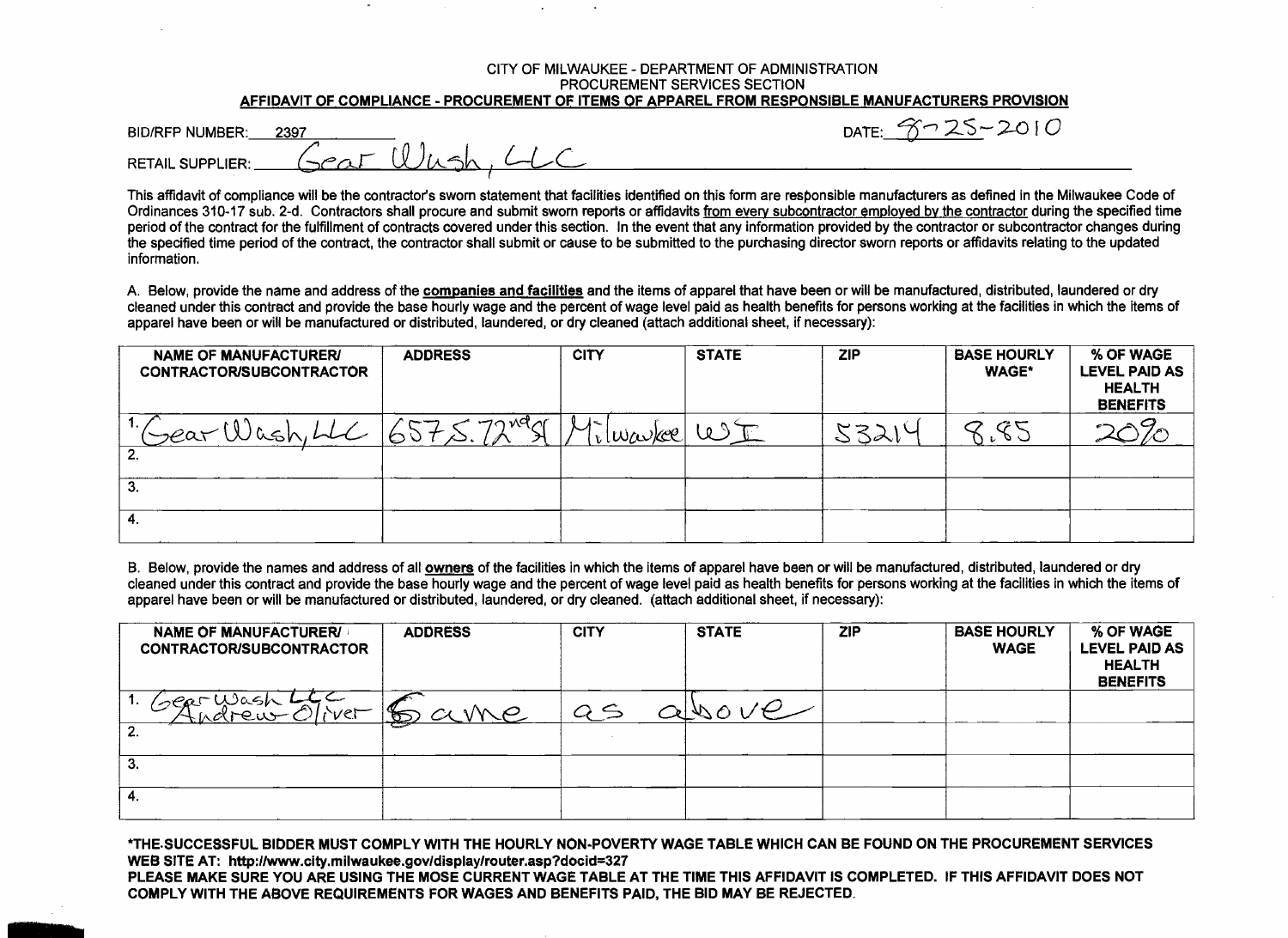# CITY OF MILWAUKEE - DEPARTMENT OF ADMINISTRATION
## PROCUREMENT SERVICES SECTION
### AFFIDAVIT OF COMPLIANCE - PROCUREMENT OF ITEMS OF APPAREL FROM RESPONSIBLE MANUFACTURERS PROVISION

BID/RFP NUMBER: 2397

DATE: 8-25-2010

RETAIL SUPPLIER: Gear Wash, LLC

This affidavit of compliance will be the contractor's sworn statement that facilities identified on this form are responsible manufacturers as defined in the Milwaukee Code of Ordinances 310-17 sub. 2-d. Contractors shall procure and submit sworn reports or affidavits from every subcontractor employed by the contractor during the specified time period of the contract for the fulfillment of contracts covered under this section. In the event that any information provided by the contractor or subcontractor changes during the specified time period of the contract, the contractor shall submit or cause to be submitted to the purchasing director sworn reports or affidavits relating to the updated information.

A. Below, provide the name and address of the **companies and facilities** and the items of apparel that have been or will be manufactured, distributed, laundered or dry cleaned under this contract and provide the base hourly wage and the percent of wage level paid as health benefits for persons working at the facilities in which the items of apparel have been or will be manufactured or distributed, laundered, or dry cleaned (attach additional sheet, if necessary):

| NAME OF MANUFACTURER/ CONTRACTOR/SUBCONTRACTOR | ADDRESS | CITY | STATE | ZIP | BASE HOURLY WAGE* | % OF WAGE LEVEL PAID AS HEALTH BENEFITS |
|---|---|---|---|---|---|---|
| 1. Gear Wash, LLC | 657 S. 72nd St | Milwaukee | WI | 53214 | 8.85 | 20% |
| 2. | | | | | | |
| 3. | | | | | | |
| 4. | | | | | | |

B. Below, provide the names and address of all **owners** of the facilities in which the items of apparel have been or will be manufactured, distributed, laundered or dry cleaned under this contract and provide the base hourly wage and the percent of wage level paid as health benefits for persons working at the facilities in which the items of apparel have been or will be manufactured or distributed, laundered, or dry cleaned. (attach additional sheet, if necessary):

| NAME OF MANUFACTURER/ CONTRACTOR/SUBCONTRACTOR | ADDRESS | CITY | STATE | ZIP | BASE HOURLY WAGE | % OF WAGE LEVEL PAID AS HEALTH BENEFITS |
|---|---|---|---|---|---|---|
| 1. Gear Wash LLC Andrew Oliver | Same | as | above | | | |
| 2. | | | | | | |
| 3. | | | | | | |
| 4. | | | | | | |

**\*THE SUCCESSFUL BIDDER MUST COMPLY WITH THE HOURLY NON-POVERTY WAGE TABLE WHICH CAN BE FOUND ON THE PROCUREMENT SERVICES WEB SITE AT: http://www.city.milwaukee.gov/display/router.asp?docid=327**

**PLEASE MAKE SURE YOU ARE USING THE MOSE CURRENT WAGE TABLE AT THE TIME THIS AFFIDAVIT IS COMPLETED. IF THIS AFFIDAVIT DOES NOT COMPLY WITH THE ABOVE REQUIREMENTS FOR WAGES AND BENEFITS PAID, THE BID MAY BE REJECTED.**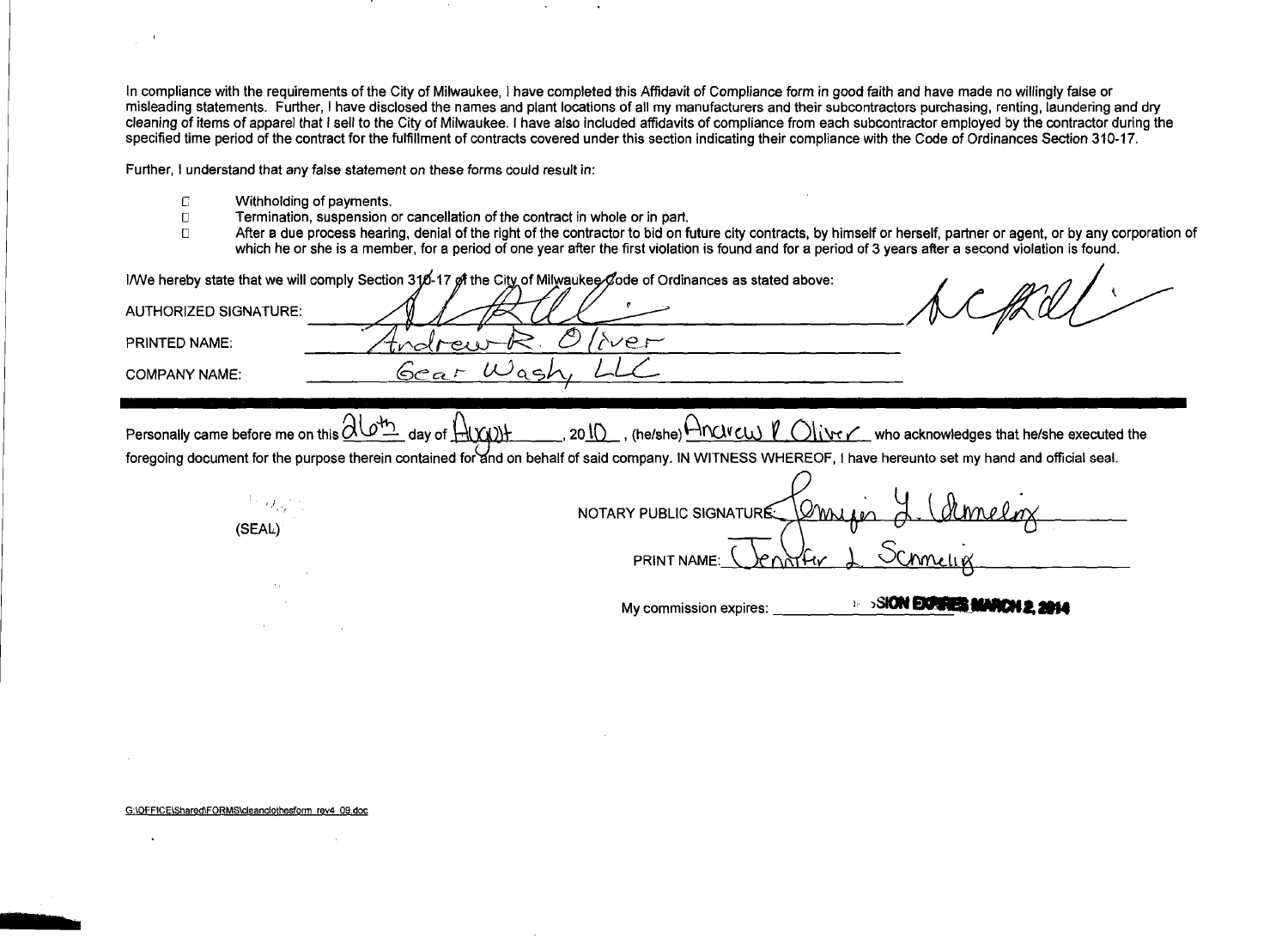In compliance with the requirements of the City of Milwaukee, I have completed this Affidavit of Compliance form in good faith and have made no willingly false or misleading statements. Further, I have disclosed the names and plant locations of all my manufacturers and their subcontractors purchasing, renting, laundering and dry cleaning of items of apparel that I sell to the City of Milwaukee. I have also included affidavits of compliance from each subcontractor employed by the contractor during the specified time period of the contract for the fulfillment of contracts covered under this section indicating their compliance with the Code of Ordinances Section 310-17.

Further, I understand that any false statement on these forms could result in:

- ☐ Withholding of payments.
- ☐ Termination, suspension or cancellation of the contract in whole or in part.
- ☐ After a due process hearing, denial of the right of the contractor to bid on future city contracts, by himself or herself, partner or agent, or by any corporation of which he or she is a member, for a period of one year after the first violation is found and for a period of 3 years after a second violation is found.

I/We hereby state that we will comply Section 310-17 of the City of Milwaukee Code of Ordinances as stated above:

AUTHORIZED SIGNATURE: [signature]

PRINTED NAME: Andrew R. Oliver

COMPANY NAME: Gear Wash, LLC

---

Personally came before me on this 26th day of August, 2010, (he/she) Andrew R Oliver who acknowledges that he/she executed the foregoing document for the purpose therein contained for and on behalf of said company. IN WITNESS WHEREOF, I have hereunto set my hand and official seal.

(SEAL)

NOTARY PUBLIC SIGNATURE: Jennifer L. Schmelig

PRINT NAME: Jennifer L. Schmelig

My commission expires: MY COMMISSION EXPIRES MARCH 2, 2014

G:\OFFICE\Shared\FORMS\cleanclothesform rev4 09.doc